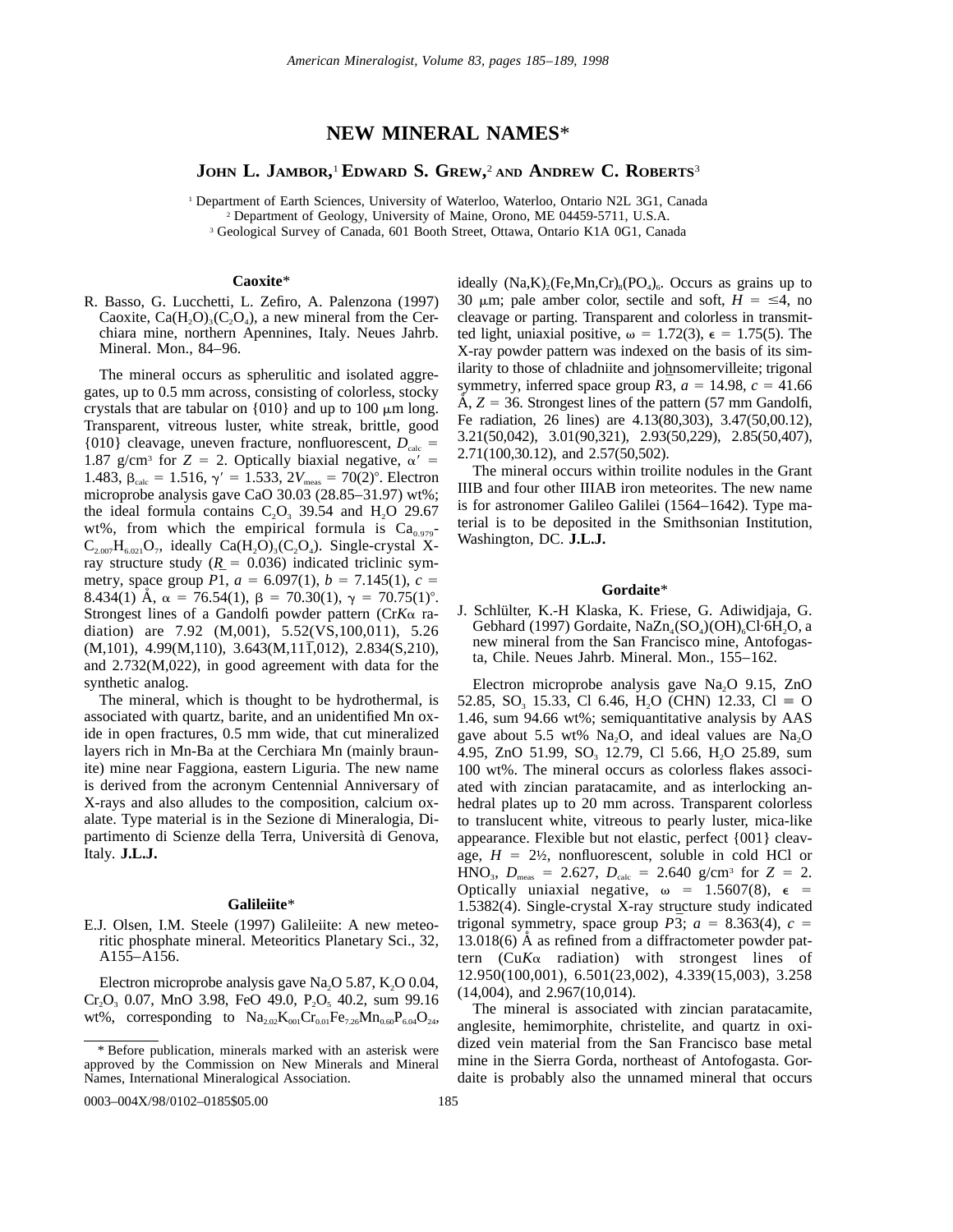# NEW MINERAL NAMES*

**John L. Jambor,[1] Edward S. Grew,[2] and Andrew C. Roberts[3]**

[1] Department of Earth Sciences, University of Waterloo, Waterloo, Ontario N2L 3G1, Canada
[2] Department of Geology, University of Maine, Orono, ME 04459-5711, U.S.A.
[3] Geological Survey of Canada, 601 Booth Street, Ottawa, Ontario K1A 0G1, Canada

## Caoxite*

R. Basso, G. Lucchetti, L. Zefiro, A. Palenzona (1997) Caoxite, $Ca(H_2O)_3(C_2O_4)$, a new mineral from the Cerchiara mine, northern Apennines, Italy. Neues Jahrb. Mineral. Mon., 84–96.

The mineral occurs as spherulitic and isolated aggregates, up to 0.5 mm across, consisting of colorless, stocky crystals that are tabular on {010} and up to 100 μm long. Transparent, vitreous luster, white streak, brittle, good {010} cleavage, uneven fracture, nonfluorescent, $D_{calc}$ = 1.87 g/cm³ for $Z$ = 2. Optically biaxial negative, $\alpha'$ = 1.483, $\beta_{calc}$ = 1.516, $\gamma'$ = 1.533, $2V_{meas}$ = 70(2)°. Electron microprobe analysis gave CaO 30.03 (28.85–31.97) wt%; the ideal formula contains $C_2O_3$ 39.54 and $H_2O$ 29.67 wt%, from which the empirical formula is $Ca_{0.979}C_{2.007}H_{6.021}O_7$, ideally $Ca(H_2O)_3(C_2O_4)$. Single-crystal X-ray structure study ($R$ = 0.036) indicated triclinic symmetry, space group $P\bar{1}$, $a$ = 6.097(1), $b$ = 7.145(1), $c$ = 8.434(1) Å, $\alpha$ = 76.54(1), $\beta$ = 70.30(1), $\gamma$ = 70.75(1)°. Strongest lines of a Gandolfi powder pattern (Cr$K\alpha$ radiation) are 7.92 (M,001), 5.52(VS,100,011), 5.26 (M,101), 4.99(M,110), 3.643(M,11$\bar{1}$,012), 2.834(S,210), and 2.732(M,022), in good agreement with data for the synthetic analog.

The mineral, which is thought to be hydrothermal, is associated with quartz, barite, and an unidentified Mn oxide in open fractures, 0.5 mm wide, that cut mineralized layers rich in Mn-Ba at the Cerchiara Mn (mainly braunite) mine near Faggiona, eastern Liguria. The new name is derived from the acronym Centennial Anniversary of X-rays and also alludes to the composition, calcium oxalate. Type material is in the Sezione di Mineralogia, Dipartimento di Scienze della Terra, Università di Genova, Italy. **J.L.J.**

## Galileiite*

E.J. Olsen, I.M. Steele (1997) Galileiite: A new meteoritic phosphate mineral. Meteoritics Planetary Sci., 32, A155–A156.

Electron microprobe analysis gave $Na_2O$ 5.87, $K_2O$ 0.04, $Cr_2O_3$ 0.07, MnO 3.98, FeO 49.0, $P_2O_5$ 40.2, sum 99.16 wt%, corresponding to $Na_{2.02}K_{0.01}Cr_{0.01}Fe_{7.26}Mn_{0.60}P_{6.04}O_{24}$, ideally $(Na,K)_2(Fe,Mn,Cr)_8(PO_4)_6$. Occurs as grains up to 30 μm; pale amber color, sectile and soft, $H$ = ≤4, no cleavage or parting. Transparent and colorless in transmitted light, uniaxial positive, $\omega$ = 1.72(3), $\epsilon$ = 1.75(5). The X-ray powder pattern was indexed on the basis of its similarity to those of chladniite and johnsomervilleite; trigonal symmetry, inferred space group $R3$, $a$ = 14.98, $c$ = 41.66 Å, $Z$ = 36. Strongest lines of the pattern (57 mm Gandolfi, Fe radiation, 26 lines) are 4.13(80,303), 3.47(50,00.12), 3.21(50,042), 3.01(90,321), 2.93(50,229), 2.85(50,407), 2.71(100,30.12), and 2.57(50,502).

The mineral occurs within troilite nodules in the Grant IIIB and four other IIIAB iron meteorites. The new name is for astronomer Galileo Galilei (1564–1642). Type material is to be deposited in the Smithsonian Institution, Washington, DC. **J.L.J.**

## Gordaite*

J. Schlülter, K.-H Klaska, K. Friese, G. Adiwidjaja, G. Gebhard (1997) Gordaite, $NaZn_4(SO_4)(OH)_6Cl{\cdot}6H_2O$, a new mineral from the San Francisco mine, Antofogasta, Chile. Neues Jahrb. Mineral. Mon., 155–162.

Electron microprobe analysis gave $Na_2O$ 9.15, ZnO 52.85, $SO_3$ 15.33, Cl 6.46, $H_2O$ (CHN) 12.33, Cl ≡ O 1.46, sum 94.66 wt%; semiquantitative analysis by AAS gave about 5.5 wt% $Na_2O$, and ideal values are $Na_2O$ 4.95, ZnO 51.99, $SO_3$ 12.79, Cl 5.66, $H_2O$ 25.89, sum 100 wt%. The mineral occurs as colorless flakes associated with zincian paratacamite, and as interlocking anhedral plates up to 20 mm across. Transparent colorless to translucent white, vitreous to pearly luster, mica-like appearance. Flexible but not elastic, perfect {001} cleavage, $H$ = 2½, nonfluorescent, soluble in cold HCl or $HNO_3$, $D_{meas}$ = 2.627, $D_{calc}$ = 2.640 g/cm³ for $Z$ = 2. Optically uniaxial negative, $\omega$ = 1.5607(8), $\epsilon$ = 1.5382(4). Single-crystal X-ray structure study indicated trigonal symmetry, space group $P\bar{3}$; $a$ = 8.363(4), $c$ = 13.018(6) Å as refined from a diffractometer powder pattern (Cu$K\alpha$ radiation) with strongest lines of 12.950(100,001), 6.501(23,002), 4.339(15,003), 3.258 (14,004), and 2.967(10,014).

The mineral is associated with zincian paratacamite, anglesite, hemimorphite, christelite, and quartz in oxidized vein material from the San Francisco base metal mine in the Sierra Gorda, northeast of Antofogasta. Gordaite is probably also the unnamed mineral that occurs

\* Before publication, minerals marked with an asterisk were approved by the Commission on New Minerals and Mineral Names, International Mineralogical Association.

0003–004X/98/0102–0185$05.00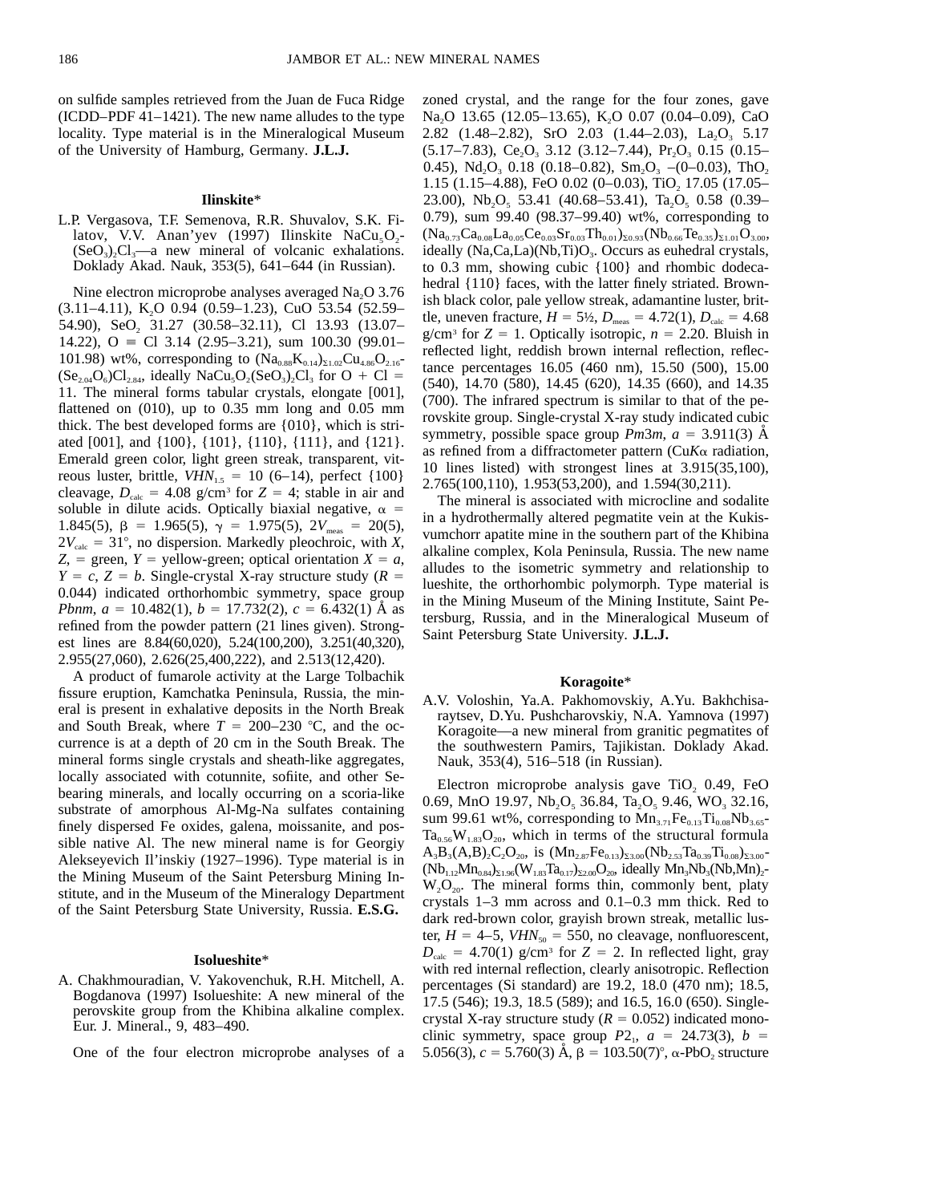on sulfide samples retrieved from the Juan de Fuca Ridge (ICDD–PDF 41–1421). The new name alludes to the type locality. Type material is in the Mineralogical Museum of the University of Hamburg, Germany. **J.L.J.**

### Ilinskite*

L.P. Vergasova, T.F. Semenova, R.R. Shuvalov, S.K. Filatov, V.V. Anan'yev (1997) Ilinskite $NaCu_5O_2(SeO_3)_2Cl_3$—a new mineral of volcanic exhalations. Doklady Akad. Nauk, 353(5), 641–644 (in Russian).

Nine electron microprobe analyses averaged $Na_2O$ 3.76 (3.11–4.11), $K_2O$ 0.94 (0.59–1.23), CuO 53.54 (52.59–54.90), $SeO_2$ 31.27 (30.58–32.11), Cl 13.93 (13.07–14.22), O ≡ Cl 3.14 (2.95–3.21), sum 100.30 (99.01–101.98) wt%, corresponding to $(Na_{0.88}K_{0.14})_{\Sigma 1.02}Cu_{4.86}O_{2.16}(Se_{2.04}O_6)Cl_{2.84}$, ideally $NaCu_5O_2(SeO_3)_2Cl_3$ for O + Cl = 11. The mineral forms tabular crystals, elongate [001], flattened on (010), up to 0.35 mm long and 0.05 mm thick. The best developed forms are {010}, which is striated [001], and {100}, {101}, {110}, {111}, and {121}. Emerald green color, light green streak, transparent, vitreous luster, brittle, $VHN_{1.5}$ = 10 (6–14), perfect {100} cleavage, $D_{calc}$ = 4.08 g/cm³ for $Z$ = 4; stable in air and soluble in dilute acids. Optically biaxial negative, $\alpha$ = 1.845(5), $\beta$ = 1.965(5), $\gamma$ = 1.975(5), $2V_{meas}$ = 20(5), $2V_{calc}$ = 31°, no dispersion. Markedly pleochroic, with $X$, $Z$, = green, $Y$ = yellow-green; optical orientation $X = a$, $Y = c$, $Z = b$. Single-crystal X-ray structure study ($R$ = 0.044) indicated orthorhombic symmetry, space group *Pbnm*, $a$ = 10.482(1), $b$ = 17.732(2), $c$ = 6.432(1) Å as refined from the powder pattern (21 lines given). Strongest lines are 8.84(60,020), 5.24(100,200), 3.251(40,320), 2.955(27,060), 2.626(25,400,222), and 2.513(12,420).

A product of fumarole activity at the Large Tolbachik fissure eruption, Kamchatka Peninsula, Russia, the mineral is present in exhalative deposits in the North Break and South Break, where $T$ = 200–230 °C, and the occurrence is at a depth of 20 cm in the South Break. The mineral forms single crystals and sheath-like aggregates, locally associated with cotunnite, sofiite, and other Se-bearing minerals, and locally occurring on a scoria-like substrate of amorphous Al-Mg-Na sulfates containing finely dispersed Fe oxides, galena, moissanite, and possible native Al. The new mineral name is for Georgiy Alekseyevich Il'inskiy (1927–1996). Type material is in the Mining Museum of the Saint Petersburg Mining Institute, and in the Museum of the Mineralogy Department of the Saint Petersburg State University, Russia. **E.S.G.**

### Isolueshite*

A. Chakhmouradian, V. Yakovenchuk, R.H. Mitchell, A. Bogdanova (1997) Isolueshite: A new mineral of the perovskite group from the Khibina alkaline complex. Eur. J. Mineral., 9, 483–490.

One of the four electron microprobe analyses of a zoned crystal, and the range for the four zones, gave $Na_2O$ 13.65 (12.05–13.65), $K_2O$ 0.07 (0.04–0.09), CaO 2.82 (1.48–2.82), SrO 2.03 (1.44–2.03), $La_2O_3$ 5.17 (5.17–7.83), $Ce_2O_3$ 3.12 (3.12–7.44), $Pr_2O_3$ 0.15 (0.15–0.45), $Nd_2O_3$ 0.18 (0.18–0.82), $Sm_2O_3$ –(0–0.03), $ThO_2$ 1.15 (1.15–4.88), FeO 0.02 (0–0.03), $TiO_2$ 17.05 (17.05–23.00), $Nb_2O_5$ 53.41 (40.68–53.41), $Ta_2O_5$ 0.58 (0.39–0.79), sum 99.40 (98.37–99.40) wt%, corresponding to $(Na_{0.73}Ca_{0.08}La_{0.05}Ce_{0.03}Sr_{0.03}Th_{0.01})_{\Sigma 0.93}(Nb_{0.66}Te_{0.35})_{\Sigma 1.01}O_{3.00}$, ideally $(Na,Ca,La)(Nb,Ti)O_3$. Occurs as euhedral crystals, to 0.3 mm, showing cubic {100} and rhombic dodecahedral {110} faces, with the latter finely striated. Brownish black color, pale yellow streak, adamantine luster, brittle, uneven fracture, $H$ = 5½, $D_{meas}$ = 4.72(1), $D_{calc}$ = 4.68 g/cm³ for $Z$ = 1. Optically isotropic, $n$ = 2.20. Bluish in reflected light, reddish brown internal reflection, reflectance percentages 16.05 (460 nm), 15.50 (500), 15.00 (540), 14.70 (580), 14.45 (620), 14.35 (660), and 14.35 (700). The infrared spectrum is similar to that of the perovskite group. Single-crystal X-ray study indicated cubic symmetry, possible space group $Pm3m$, $a$ = 3.911(3) Å as refined from a diffractometer pattern (Cu$K\alpha$ radiation, 10 lines listed) with strongest lines at 3.915(35,100), 2.765(100,110), 1.953(53,200), and 1.594(30,211).

The mineral is associated with microcline and sodalite in a hydrothermally altered pegmatite vein at the Kukisvumchorr apatite mine in the southern part of the Khibina alkaline complex, Kola Peninsula, Russia. The new name alludes to the isometric symmetry and relationship to lueshite, the orthorhombic polymorph. Type material is in the Mining Museum of the Mining Institute, Saint Petersburg, Russia, and in the Mineralogical Museum of Saint Petersburg State University. **J.L.J.**

### Koragoite*

A.V. Voloshin, Ya.A. Pakhomovskiy, A.Yu. Bakhchisaraytsev, D.Yu. Pushcharovskiy, N.A. Yamnova (1997) Koragoite—a new mineral from granitic pegmatites of the southwestern Pamirs, Tajikistan. Doklady Akad. Nauk, 353(4), 516–518 (in Russian).

Electron microprobe analysis gave $TiO_2$ 0.49, FeO 0.69, MnO 19.97, $Nb_2O_5$ 36.84, $Ta_2O_5$ 9.46, $WO_3$ 32.16, sum 99.61 wt%, corresponding to $Mn_{3.71}Fe_{0.13}Ti_{0.08}Nb_{3.65}Ta_{0.56}W_{1.83}O_{20}$, which in terms of the structural formula $A_3B_3(A,B)_2C_2O_{20}$, is $(Mn_{2.87}Fe_{0.13})_{\Sigma 3.00}(Nb_{2.53}Ta_{0.39}Ti_{0.08})_{\Sigma 3.00}(Nb_{1.12}Mn_{0.84})_{\Sigma 1.96}(W_{1.83}Ta_{0.17})_{\Sigma 2.00}O_{20}$, ideally $Mn_3Nb_3(Nb,Mn)_2W_2O_{20}$. The mineral forms thin, commonly bent, platy crystals 1–3 mm across and 0.1–0.3 mm thick. Red to dark red-brown color, grayish brown streak, metallic luster, $H$ = 4–5, $VHN_{50}$ = 550, no cleavage, nonfluorescent, $D_{calc}$ = 4.70(1) g/cm³ for $Z$ = 2. In reflected light, gray with red internal reflection, clearly anisotropic. Reflection percentages (Si standard) are 19.2, 18.0 (470 nm); 18.5, 17.5 (546); 19.3, 18.5 (589); and 16.5, 16.0 (650). Single-crystal X-ray structure study ($R$ = 0.052) indicated monoclinic symmetry, space group $P2_1$, $a$ = 24.73(3), $b$ = 5.056(3), $c$ = 5.760(3) Å, $\beta$ = 103.50(7)°, $\alpha$-$PbO_2$ structure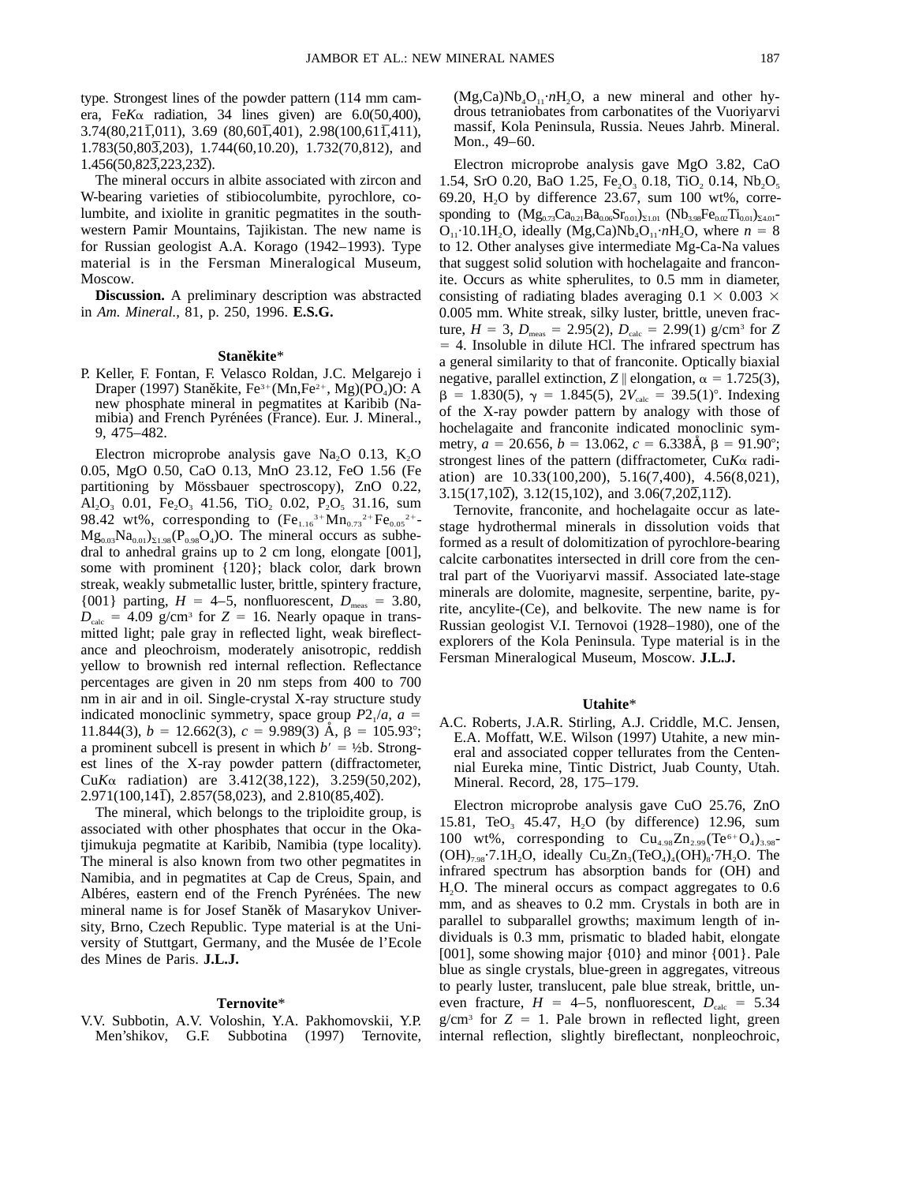type. Strongest lines of the powder pattern (114 mm camera, Fe$K\alpha$ radiation, 34 lines given) are 6.0(50,400), 3.74(80,21$\bar{1}$,011), 3.69 (80,60$\bar{1}$,401), 2.98(100,61$\bar{1}$,411), 1.783(50,80$\bar{3}$,203), 1.744(60,10.20), 1.732(70,812), and 1.456(50,82$\bar{3}$,223,23$\bar{2}$).

The mineral occurs in albite associated with zircon and W-bearing varieties of stibiocolumbite, pyrochlore, columbite, and ixiolite in granitic pegmatites in the southwestern Pamir Mountains, Tajikistan. The new name is for Russian geologist A.A. Korago (1942–1993). Type material is in the Fersman Mineralogical Museum, Moscow.

**Discussion.** A preliminary description was abstracted in *Am. Mineral.,* 81, p. 250, 1996. **E.S.G.**

### Staněkite*

P. Keller, F. Fontan, F. Velasco Roldan, J.C. Melgarejo i Draper (1997) Staněkite, $Fe^{3+}(Mn,Fe^{2+},Mg)(PO_4)O$: A new phosphate mineral in pegmatites at Karibib (Namibia) and French Pyrénées (France). Eur. J. Mineral., 9, 475–482.

Electron microprobe analysis gave $Na_2O$ 0.13, $K_2O$ 0.05, MgO 0.50, CaO 0.13, MnO 23.12, FeO 1.56 (Fe partitioning by Mössbauer spectroscopy), ZnO 0.22, $Al_2O_3$ 0.01, $Fe_2O_3$ 41.56, $TiO_2$ 0.02, $P_2O_5$ 31.16, sum 98.42 wt%, corresponding to $(Fe_{1.16}^{3+}Mn_{0.73}^{2+}Fe_{0.05}^{2+}Mg_{0.03}Na_{0.01})_{\Sigma 1.98}(P_{0.98}O_4)O$. The mineral occurs as subhedral to anhedral grains up to 2 cm long, elongate [001], some with prominent {120}; black color, dark brown streak, weakly submetallic luster, brittle, spintery fracture, {001} parting, $H$ = 4–5, nonfluorescent, $D_{meas}$ = 3.80, $D_{calc}$ = 4.09 g/cm³ for $Z$ = 16. Nearly opaque in transmitted light; pale gray in reflected light, weak bireflectance and pleochroism, moderately anisotropic, reddish yellow to brownish red internal reflection. Reflectance percentages are given in 20 nm steps from 400 to 700 nm in air and in oil. Single-crystal X-ray structure study indicated monoclinic symmetry, space group $P2_1/a$, $a$ = 11.844(3), $b$ = 12.662(3), $c$ = 9.989(3) Å, $\beta$ = 105.93°; a prominent subcell is present in which $b'$ = ½b. Strongest lines of the X-ray powder pattern (diffractometer, Cu$K\alpha$ radiation) are 3.412(38,122), 3.259(50,202), 2.971(100,14$\bar{1}$), 2.857(58,023), and 2.810(85,40$\bar{2}$).

The mineral, which belongs to the triploidite group, is associated with other phosphates that occur in the Okatjimukuja pegmatite at Karibib, Namibia (type locality). The mineral is also known from two other pegmatites in Namibia, and in pegmatites at Cap de Creus, Spain, and Albéres, eastern end of the French Pyrénées. The new mineral name is for Josef Staněk of Masaryków University, Brno, Czech Republic. Type material is at the University of Stuttgart, Germany, and the Musée de l'Ecole des Mines de Paris. **J.L.J.**

### Ternovite*

V.V. Subbotin, A.V. Voloshin, Y.A. Pakhomovskii, Y.P. Men'shikov, G.F. Subbotina (1997) Ternovite, $(Mg,Ca)Nb_4O_{11}\cdot nH_2O$, a new mineral and other hydrous tetraniobates from carbonatites of the Vuoriyarvi massif, Kola Peninsula, Russia. Neues Jahrb. Mineral. Mon., 49–60.

Electron microprobe analysis gave MgO 3.82, CaO 1.54, SrO 0.20, BaO 1.25, $Fe_2O_3$ 0.18, $TiO_2$ 0.14, $Nb_2O_5$ 69.20, $H_2O$ by difference 23.67, sum 100 wt%, corresponding to $(Mg_{0.73}Ca_{0.21}Ba_{0.06}Sr_{0.01})_{\Sigma 1.01}(Nb_{3.98}Fe_{0.02}Ti_{0.01})_{\Sigma 4.01}O_{11}\cdot 10.1H_2O$, ideally $(Mg,Ca)Nb_4O_{11}\cdot nH_2O$, where $n$ = 8 to 12. Other analyses give intermediate Mg-Ca-Na values that suggest solid solution with hochelagaite and franconite. Occurs as white spherulites, to 0.5 mm in diameter, consisting of radiating blades averaging 0.1 × 0.003 × 0.005 mm. White streak, silky luster, brittle, uneven fracture, $H$ = 3, $D_{meas}$ = 2.95(2), $D_{calc}$ = 2.99(1) g/cm³ for $Z$ = 4. Insoluble in dilute HCl. The infrared spectrum has a general similarity to that of franconite. Optically biaxial negative, parallel extinction, $Z \parallel$ elongation, $\alpha$ = 1.725(3), $\beta$ = 1.830(5), $\gamma$ = 1.845(5), $2V_{calc}$ = 39.5(1)°. Indexing of the X-ray powder pattern by analogy with those of hochelagaite and franconite indicated monoclinic symmetry, $a$ = 20.656, $b$ = 13.062, $c$ = 6.338Å, $\beta$ = 91.90°; strongest lines of the pattern (diffractometer, Cu$K\alpha$ radiation) are 10.33(100,200), 5.16(7,400), 4.56(8,021), 3.15(17,10$\bar{2}$), 3.12(15,102), and 3.06(7,20$\bar{2}$,11$\bar{2}$).

Ternovite, franconite, and hochelagaite occur as late-stage hydrothermal minerals in dissolution voids that formed as a result of dolomitization of pyrochlore-bearing calcite carbonatites intersected in drill core from the central part of the Vuoriyarvi massif. Associated late-stage minerals are dolomite, magnesite, serpentine, barite, pyrite, ancylite-(Ce), and belkovite. The new name is for Russian geologist V.I. Ternovoi (1928–1980), one of the explorers of the Kola Peninsula. Type material is in the Fersman Mineralogical Museum, Moscow. **J.L.J.**

### Utahite*

A.C. Roberts, J.A.R. Stirling, A.J. Criddle, M.C. Jensen, E.A. Moffatt, W.E. Wilson (1997) Utahite, a new mineral and associated copper tellurates from the Centennial Eureka mine, Tintic District, Juab County, Utah. Mineral. Record, 28, 175–179.

Electron microprobe analysis gave CuO 25.76, ZnO 15.81, $TeO_3$ 45.47, $H_2O$ (by difference) 12.96, sum 100 wt%, corresponding to $Cu_{4.98}Zn_{2.99}(Te^{6+}O_4)_{3.98}(OH)_{7.98}\cdot 7.1H_2O$, ideally $Cu_5Zn_3(TeO_4)_4(OH)_8\cdot 7H_2O$. The infrared spectrum has absorption bands for (OH) and $H_2O$. The mineral occurs as compact aggregates to 0.6 mm, and as sheaves to 0.2 mm. Crystals in both are in parallel to subparallel growths; maximum length of individuals is 0.3 mm, prismatic to bladed habit, elongate [001], some showing major {010} and minor {001}. Pale blue as single crystals, blue-green in aggregates, vitreous to pearly luster, translucent, pale blue streak, brittle, uneven fracture, $H$ = 4–5, nonfluorescent, $D_{calc}$ = 5.34 g/cm³ for $Z$ = 1. Pale brown in reflected light, green internal reflection, slightly bireflectant, nonpleochroic,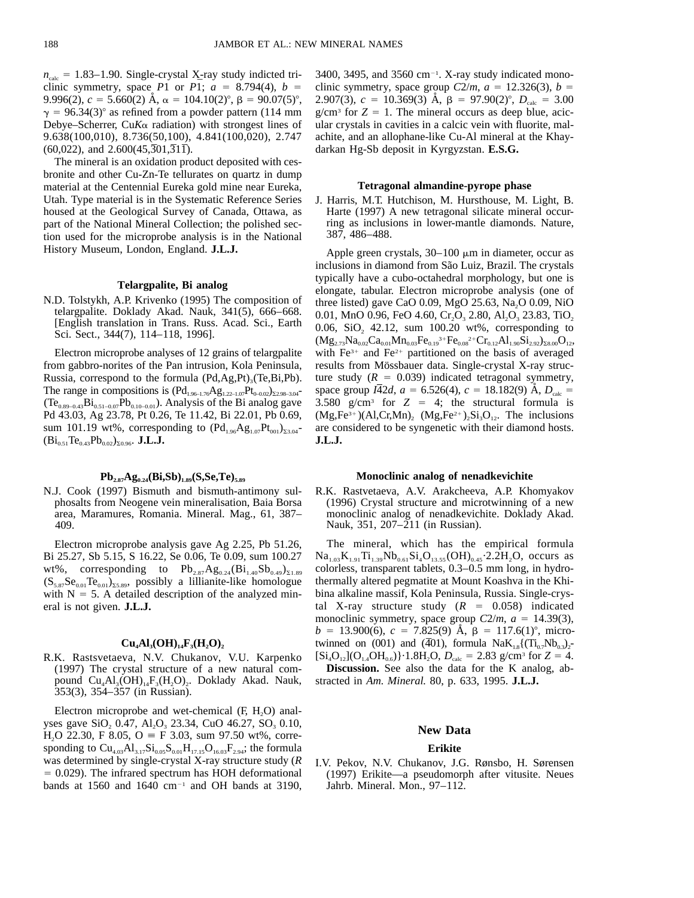$n_{calc}$ = 1.83–1.90. Single-crystal X-ray study indicted triclinic symmetry, space *P*1 or *P*$\bar{1}$; *a* = 8.794(4), *b* = 9.996(2), *c* = 5.660(2) Å, α = 104.10(2)°, β = 90.07(5)°, γ = 96.34(3)° as refined from a powder pattern (114 mm Debye–Scherrer, Cu*K*α radiation) with strongest lines of 9.638(100,010), 8.736(50,100), 4.841(100,020), 2.747 (60,022), and 2.600(45,$\bar{3}$01,$\bar{3}$1$\bar{1}$).

The mineral is an oxidation product deposited with cesbronite and other Cu-Zn-Te tellurates on quartz in dump material at the Centennial Eureka gold mine near Eureka, Utah. Type material is in the Systematic Reference Series housed at the Geological Survey of Canada, Ottawa, as part of the National Mineral Collection; the polished section used for the microprobe analysis is in the National History Museum, London, England. **J.L.J.**

### Telargpalite, Bi analog

N.D. Tolstykh, A.P. Krivenko (1995) The composition of telargpalite. Doklady Akad. Nauk, 341(5), 666–668. [English translation in Trans. Russ. Acad. Sci., Earth Sci. Sect., 344(7), 114–118, 1996].

Electron microprobe analyses of 12 grains of telargpalite from gabbro-norites of the Pan intrusion, Kola Peninsula, Russia, correspond to the formula $(Pd,Ag,Pt)_3(Te,Bi,Pb)$. The range in compositions is $(Pd_{1.96-1.76}Ag_{1.22-1.07}Pt_{0-0.02})_{\Sigma 2.98-3.04}$-$(Te_{0.89-0.43}Bi_{0.51-0.07}Pb_{0.10-0.01})$. Analysis of the Bi analog gave Pd 43.03, Ag 23.78, Pt 0.26, Te 11.42, Bi 22.01, Pb 0.69, sum 101.19 wt%, corresponding to $(Pd_{1.96}Ag_{1.07}Pt_{001})_{\Sigma 3.04}$-$(Bi_{0.51}Te_{0.43}Pb_{0.02})_{\Sigma 0.96}$. **J.L.J.**

### $Pb_{2.87}Ag_{0.24}(Bi,Sb)_{1.89}(S,Se,Te)_{5.89}$

N.J. Cook (1997) Bismuth and bismuth-antimony sulphosalts from Neogene vein mineralisation, Baia Borsa area, Maramures, Romania. Mineral. Mag., 61, 387–409.

Electron microprobe analysis gave Ag 2.25, Pb 51.26, Bi 25.27, Sb 5.15, S 16.22, Se 0.06, Te 0.09, sum 100.27 wt%, corresponding to $Pb_{2.87}Ag_{0.24}(Bi_{1.40}Sb_{0.49})_{\Sigma 1.89}$ $(S_{5.87}Se_{0.01}Te_{0.01})_{\Sigma 5.89}$, possibly a lillianite-like homologue with N = 5. A detailed description of the analyzed mineral is not given. **J.L.J.**

### $Cu_4Al_3(OH)_{14}F_3(H_2O)_2$

R.K. Rastsvetaeva, N.V. Chukanov, V.U. Karpenko (1997) The crystal structure of a new natural compound $Cu_4Al_3(OH)_{14}F_3(H_2O)_2$. Doklady Akad. Nauk, 353(3), 354–357 (in Russian).

Electron microprobe and wet-chemical (F, $H_2O$) analyses gave $SiO_2$ 0.47, $Al_2O_3$ 23.34, CuO 46.27, $SO_3$ 0.10, $H_2O$ 22.30, F 8.05, O ≡ F 3.03, sum 97.50 wt%, corresponding to $Cu_{4.03}Al_{3.17}Si_{0.05}S_{0.01}H_{17.15}O_{16.03}F_{2.94}$; the formula was determined by single-crystal X-ray structure study (*R* = 0.029). The infrared spectrum has HOH deformational bands at 1560 and 1640 $cm^{-1}$ and OH bands at 3190, 3400, 3495, and 3560 $cm^{-1}$. X-ray study indicated monoclinic symmetry, space group *C*2/*m*, *a* = 12.326(3), *b* = 2.907(3), *c* = 10.369(3) Å, β = 97.90(2)°, $D_{calc}$ = 3.00 g/$cm^3$ for *Z* = 1. The mineral occurs as deep blue, acicular crystals in cavities in a calcic vein with fluorite, malachite, and an allophane-like Cu-Al mineral at the Khaydarkan Hg-Sb deposit in Kyrgyzstan. **E.S.G.**

### Tetragonal almandine-pyrope phase

J. Harris, M.T. Hutchison, M. Hursthouse, M. Light, B. Harte (1997) A new tetragonal silicate mineral occurring as inclusions in lower-mantle diamonds. Nature, 387, 486–488.

Apple green crystals, 30–100 μm in diameter, occur as inclusions in diamond from São Luiz, Brazil. The crystals typically have a cubo-octahedral morphology, but one is elongate, tabular. Electron microprobe analysis (one of three listed) gave CaO 0.09, MgO 25.63, $Na_2O$ 0.09, NiO 0.01, MnO 0.96, FeO 4.60, $Cr_2O_3$ 2.80, $Al_2O_3$ 23.83, $TiO_2$ 0.06, $SiO_2$ 42.12, sum 100.20 wt%, corresponding to $(Mg_{2.73}Na_{0.02}Ca_{0.01}Mn_{0.03}Fe_{0.19}^{3+}Fe_{0.08}^{2+}Cr_{0.12}Al_{1.90}Si_{2.92})_{\Sigma 8.00}O_{12}$, with $Fe^{3+}$ and $Fe^{2+}$ partitioned on the basis of averaged results from Mössbauer data. Single-crystal X-ray structure study (*R* = 0.039) indicated tetragonal symmetry, space group *I*$\bar{4}$2*d*, *a* = 6.526(4), *c* = 18.182(9) Å, $D_{calc}$ = 3.580 g/$cm^3$ for *Z* = 4; the structural formula is $(Mg,Fe^{3+})(Al,Cr,Mn)_2$ $(Mg,Fe^{2+})_2Si_3O_{12}$. The inclusions are considered to be syngenetic with their diamond hosts. **J.L.J.**

### Monoclinic analog of nenadkevichite

R.K. Rastvetaeva, A.V. Arakcheeva, A.P. Khomyakov (1996) Crystal structure and microtwinning of a new monoclinic analog of nenadkevichite. Doklady Akad. Nauk, 351, 207–211 (in Russian).

The mineral, which has the empirical formula $Na_{1.03}K_{1.91}Ti_{1.39}Nb_{0.61}Si_4O_{13.55}(OH)_{0.45}\cdot 2.2H_2O$, occurs as colorless, transparent tablets, 0.3–0.5 mm long, in hydrothermally altered pegmatite at Mount Koashva in the Khibina alkaline massif, Kola Peninsula, Russia. Single-crystal X-ray structure study (*R* = 0.058) indicated monoclinic symmetry, space group *C*2/*m*, *a* = 14.39(3), *b* = 13.900(6), *c* = 7.825(9) Å, β = 117.6(1)°, microtwinned on (001) and ($\bar{4}$01), formula $NaK_{1.8}\{(Ti_{0.7}Nb_{0.3})_2$-$[Si_4O_{12}](O_{1.4}OH_{0.6})\}\cdot 1.8H_2O$, $D_{calc}$ = 2.83 g/$cm^3$ for *Z* = 4.

**Discussion.** See also the data for the K analog, abstracted in *Am. Mineral.* 80, p. 633, 1995. **J.L.J.**

## New Data

### Erikite

I.V. Pekov, N.V. Chukanov, J.G. Rønsbo, H. Sørensen (1997) Erikite—a pseudomorph after vitusite. Neues Jahrb. Mineral. Mon., 97–112.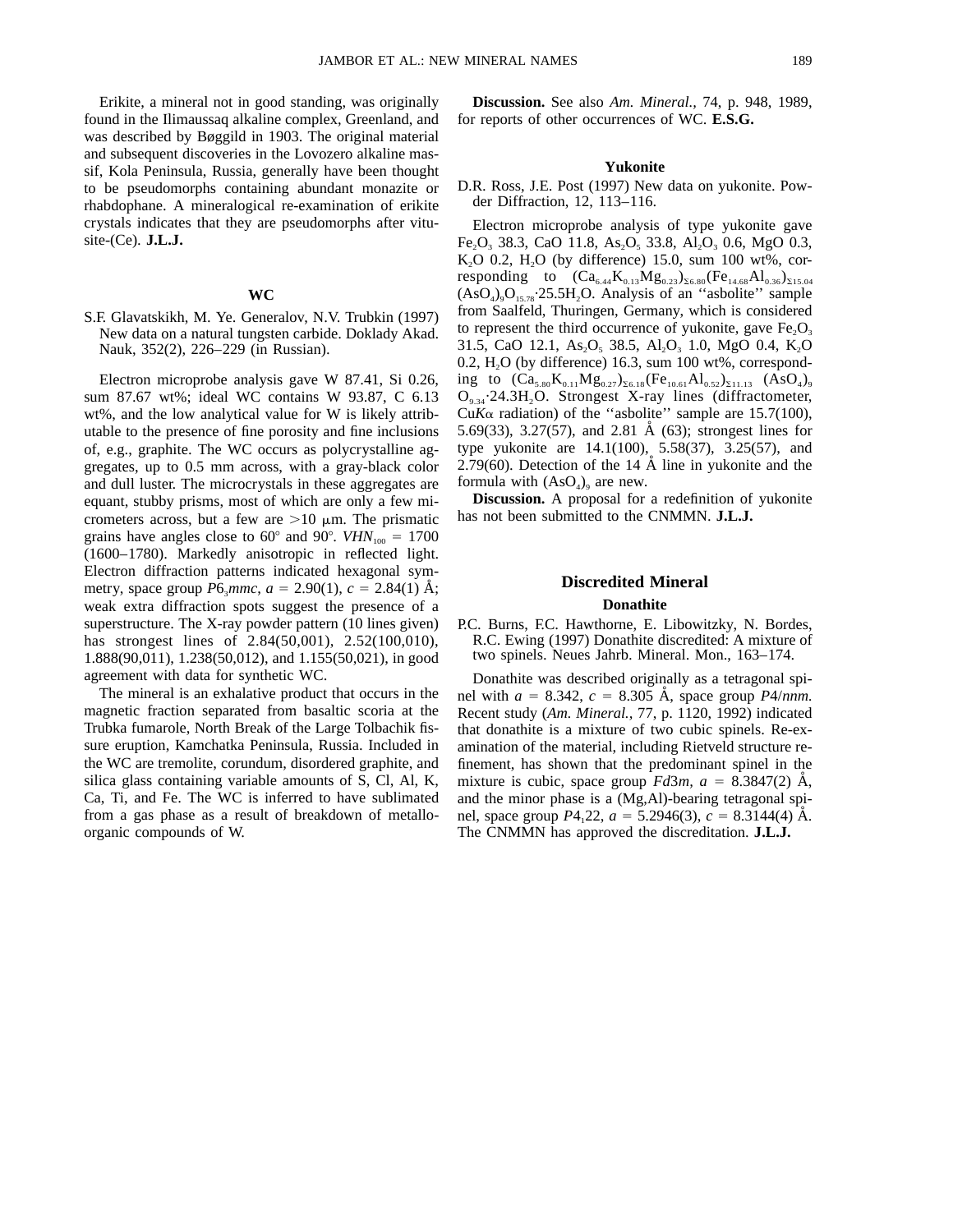Erikite, a mineral not in good standing, was originally found in the Ilimaussaq alkaline complex, Greenland, and was described by Bøggild in 1903. The original material and subsequent discoveries in the Lovozero alkaline massif, Kola Peninsula, Russia, generally have been thought to be pseudomorphs containing abundant monazite or rhabdophane. A mineralogical re-examination of erikite crystals indicates that they are pseudomorphs after vitusite-(Ce). **J.L.J.**

### WC

S.F. Glavatskikh, M. Ye. Generalov, N.V. Trubkin (1997) New data on a natural tungsten carbide. Doklady Akad. Nauk, 352(2), 226–229 (in Russian).

Electron microprobe analysis gave W 87.41, Si 0.26, sum 87.67 wt%; ideal WC contains W 93.87, C 6.13 wt%, and the low analytical value for W is likely attributable to the presence of fine porosity and fine inclusions of, e.g., graphite. The WC occurs as polycrystalline aggregates, up to 0.5 mm across, with a gray-black color and dull luster. The microcrystals in these aggregates are equant, stubby prisms, most of which are only a few micrometers across, but a few are >10 μm. The prismatic grains have angles close to 60° and 90°. $VHN_{100}$ = 1700 (1600–1780). Markedly anisotropic in reflected light. Electron diffraction patterns indicated hexagonal symmetry, space group $P6_3mmc$, $a$ = 2.90(1), $c$ = 2.84(1) Å; weak extra diffraction spots suggest the presence of a superstructure. The X-ray powder pattern (10 lines given) has strongest lines of 2.84(50,001), 2.52(100,010), 1.888(90,011), 1.238(50,012), and 1.155(50,021), in good agreement with data for synthetic WC.

The mineral is an exhalative product that occurs in the magnetic fraction separated from basaltic scoria at the Trubka fumarole, North Break of the Large Tolbachik fissure eruption, Kamchatka Peninsula, Russia. Included in the WC are tremolite, corundum, disordered graphite, and silica glass containing variable amounts of S, Cl, Al, K, Ca, Ti, and Fe. The WC is inferred to have sublimated from a gas phase as a result of breakdown of metallo-organic compounds of W.

**Discussion.** See also *Am. Mineral.*, 74, p. 948, 1989, for reports of other occurrences of WC. **E.S.G.**

### Yukonite

D.R. Ross, J.E. Post (1997) New data on yukonite. Powder Diffraction, 12, 113–116.

Electron microprobe analysis of type yukonite gave $Fe_2O_3$ 38.3, CaO 11.8, $As_2O_5$ 33.8, $Al_2O_3$ 0.6, MgO 0.3, $K_2O$ 0.2, $H_2O$ (by difference) 15.0, sum 100 wt%, corresponding to $(Ca_{6.44}K_{0.13}Mg_{0.23})_{\Sigma 6.80}(Fe_{14.68}Al_{0.36})_{\Sigma 15.04}(AsO_4)_9O_{15.78}\cdot 25.5H_2O$. Analysis of an ''asbolite'' sample from Saalfeld, Thuringen, Germany, which is considered to represent the third occurrence of yukonite, gave $Fe_2O_3$ 31.5, CaO 12.1, $As_2O_5$ 38.5, $Al_2O_3$ 1.0, MgO 0.4, $K_2O$ 0.2, $H_2O$ (by difference) 16.3, sum 100 wt%, corresponding to $(Ca_{5.80}K_{0.11}Mg_{0.27})_{\Sigma 6.18}(Fe_{10.61}Al_{0.52})_{\Sigma 11.13}(AsO_4)_9O_{9.34}\cdot 24.3H_2O$. Strongest X-ray lines (diffractometer, Cu$K\alpha$ radiation) of the ''asbolite'' sample are 15.7(100), 5.69(33), 3.27(57), and 2.81 Å (63); strongest lines for type yukonite are 14.1(100), 5.58(37), 3.25(57), and 2.79(60). Detection of the 14 Å line in yukonite and the formula with $(AsO_4)_9$ are new.

**Discussion.** A proposal for a redefinition of yukonite has not been submitted to the CNMMN. **J.L.J.**

## Discredited Mineral

### Donathite

P.C. Burns, F.C. Hawthorne, E. Libowitzky, N. Bordes, R.C. Ewing (1997) Donathite discredited: A mixture of two spinels. Neues Jahrb. Mineral. Mon., 163–174.

Donathite was described originally as a tetragonal spinel with $a$ = 8.342, $c$ = 8.305 Å, space group $P4/nnm$. Recent study (*Am. Mineral.*, 77, p. 1120, 1992) indicated that donathite is a mixture of two cubic spinels. Re-examination of the material, including Rietveld structure refinement, has shown that the predominant spinel in the mixture is cubic, space group $Fd3m$, $a$ = 8.3847(2) Å, and the minor phase is a (Mg,Al)-bearing tetragonal spinel, space group $P4_122$, $a$ = 5.2946(3), $c$ = 8.3144(4) Å. The CNMMN has approved the discreditation. **J.L.J.**